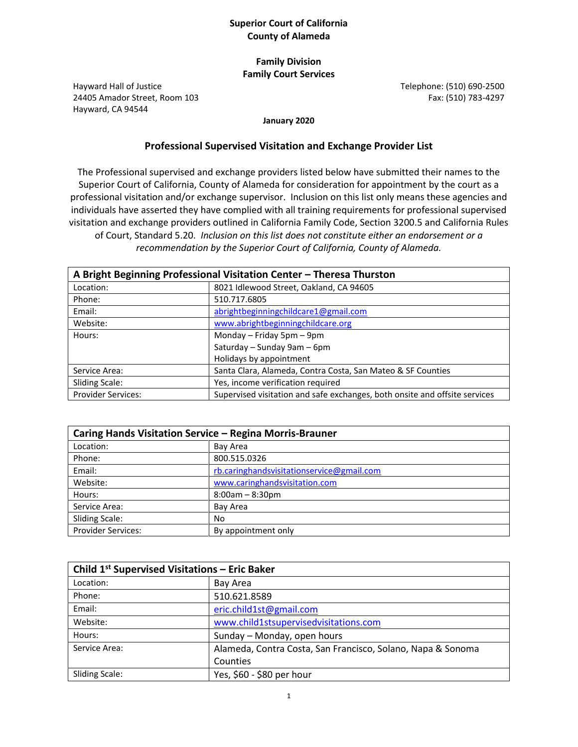**Superior Court of California**
**County of Alameda**

**Family Division**
**Family Court Services**

Hayward Hall of Justice
24405 Amador Street, Room 103
Hayward, CA 94544

Telephone: (510) 690-2500
Fax: (510) 783-4297

**January 2020**

## Professional Supervised Visitation and Exchange Provider List

The Professional supervised and exchange providers listed below have submitted their names to the Superior Court of California, County of Alameda for consideration for appointment by the court as a professional visitation and/or exchange supervisor. Inclusion on this list only means these agencies and individuals have asserted they have complied with all training requirements for professional supervised visitation and exchange providers outlined in California Family Code, Section 3200.5 and California Rules of Court, Standard 5.20. *Inclusion on this list does not constitute either an endorsement or a recommendation by the Superior Court of California, County of Alameda.*

| **A Bright Beginning Professional Visitation Center – Theresa Thurston** | |
|---|---|
| Location: | 8021 Idlewood Street, Oakland, CA 94605 |
| Phone: | 510.717.6805 |
| Email: | abrightbeginningchildcare1@gmail.com |
| Website: | www.abrightbeginningchildcare.org |
| Hours: | Monday – Friday 5pm – 9pm<br>Saturday – Sunday 9am – 6pm<br>Holidays by appointment |
| Service Area: | Santa Clara, Alameda, Contra Costa, San Mateo & SF Counties |
| Sliding Scale: | Yes, income verification required |
| Provider Services: | Supervised visitation and safe exchanges, both onsite and offsite services |

| **Caring Hands Visitation Service – Regina Morris-Brauner** | |
|---|---|
| Location: | Bay Area |
| Phone: | 800.515.0326 |
| Email: | rb.caringhandsvisitationservice@gmail.com |
| Website: | www.caringhandsvisitation.com |
| Hours: | 8:00am – 8:30pm |
| Service Area: | Bay Area |
| Sliding Scale: | No |
| Provider Services: | By appointment only |

| **Child 1st Supervised Visitations – Eric Baker** | |
|---|---|
| Location: | Bay Area |
| Phone: | 510.621.8589 |
| Email: | eric.child1st@gmail.com |
| Website: | www.child1stsupervisedvisitations.com |
| Hours: | Sunday – Monday, open hours |
| Service Area: | Alameda, Contra Costa, San Francisco, Solano, Napa & Sonoma Counties |
| Sliding Scale: | Yes, \$60 - \$80 per hour |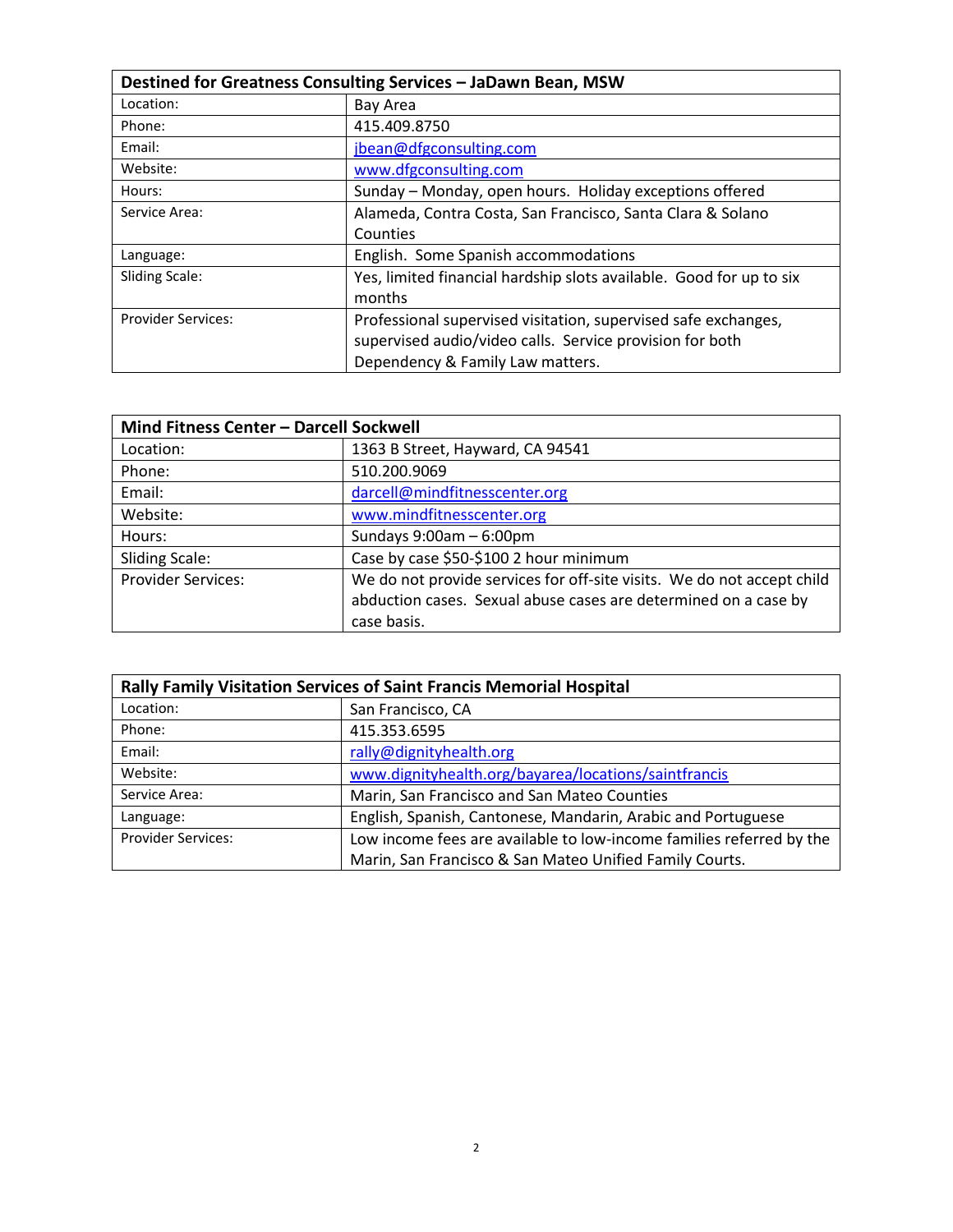| Destined for Greatness Consulting Services – JaDawn Bean, MSW | |
|---|---|
| Location: | Bay Area |
| Phone: | 415.409.8750 |
| Email: | jbean@dfgconsulting.com |
| Website: | www.dfgconsulting.com |
| Hours: | Sunday – Monday, open hours. Holiday exceptions offered |
| Service Area: | Alameda, Contra Costa, San Francisco, Santa Clara & Solano Counties |
| Language: | English. Some Spanish accommodations |
| Sliding Scale: | Yes, limited financial hardship slots available. Good for up to six months |
| Provider Services: | Professional supervised visitation, supervised safe exchanges, supervised audio/video calls. Service provision for both Dependency & Family Law matters. |

| Mind Fitness Center – Darcell Sockwell | |
|---|---|
| Location: | 1363 B Street, Hayward, CA 94541 |
| Phone: | 510.200.9069 |
| Email: | darcell@mindfitnesscenter.org |
| Website: | www.mindfitnesscenter.org |
| Hours: | Sundays 9:00am – 6:00pm |
| Sliding Scale: | Case by case $50-$100 2 hour minimum |
| Provider Services: | We do not provide services for off-site visits. We do not accept child abduction cases. Sexual abuse cases are determined on a case by case basis. |

| Rally Family Visitation Services of Saint Francis Memorial Hospital | |
|---|---|
| Location: | San Francisco, CA |
| Phone: | 415.353.6595 |
| Email: | rally@dignityhealth.org |
| Website: | www.dignityhealth.org/bayarea/locations/saintfrancis |
| Service Area: | Marin, San Francisco and San Mateo Counties |
| Language: | English, Spanish, Cantonese, Mandarin, Arabic and Portuguese |
| Provider Services: | Low income fees are available to low-income families referred by the Marin, San Francisco & San Mateo Unified Family Courts. |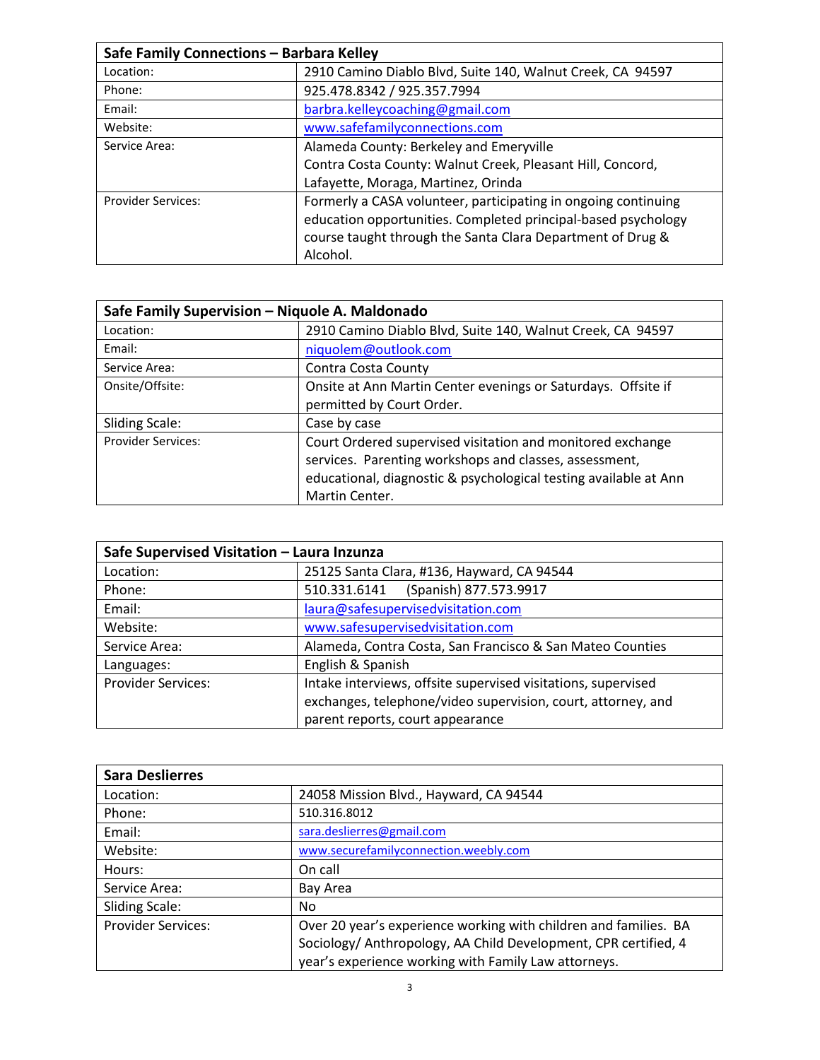| Safe Family Connections – Barbara Kelley | |
|---|---|
| Location: | 2910 Camino Diablo Blvd, Suite 140, Walnut Creek, CA 94597 |
| Phone: | 925.478.8342 / 925.357.7994 |
| Email: | barbra.kelleycoaching@gmail.com |
| Website: | www.safefamilyconnections.com |
| Service Area: | Alameda County: Berkeley and Emeryville<br>Contra Costa County: Walnut Creek, Pleasant Hill, Concord, Lafayette, Moraga, Martinez, Orinda |
| Provider Services: | Formerly a CASA volunteer, participating in ongoing continuing education opportunities. Completed principal-based psychology course taught through the Santa Clara Department of Drug & Alcohol. |

| Safe Family Supervision – Niquole A. Maldonado | |
|---|---|
| Location: | 2910 Camino Diablo Blvd, Suite 140, Walnut Creek, CA 94597 |
| Email: | niquolem@outlook.com |
| Service Area: | Contra Costa County |
| Onsite/Offsite: | Onsite at Ann Martin Center evenings or Saturdays. Offsite if permitted by Court Order. |
| Sliding Scale: | Case by case |
| Provider Services: | Court Ordered supervised visitation and monitored exchange services. Parenting workshops and classes, assessment, educational, diagnostic & psychological testing available at Ann Martin Center. |

| Safe Supervised Visitation – Laura Inzunza | |
|---|---|
| Location: | 25125 Santa Clara, #136, Hayward, CA 94544 |
| Phone: | 510.331.6141 (Spanish) 877.573.9917 |
| Email: | laura@safesupervisedvisitation.com |
| Website: | www.safesupervisedvisitation.com |
| Service Area: | Alameda, Contra Costa, San Francisco & San Mateo Counties |
| Languages: | English & Spanish |
| Provider Services: | Intake interviews, offsite supervised visitations, supervised exchanges, telephone/video supervision, court, attorney, and parent reports, court appearance |

| Sara Deslierres | |
|---|---|
| Location: | 24058 Mission Blvd., Hayward, CA 94544 |
| Phone: | 510.316.8012 |
| Email: | sara.deslierres@gmail.com |
| Website: | www.securefamilyconnection.weebly.com |
| Hours: | On call |
| Service Area: | Bay Area |
| Sliding Scale: | No |
| Provider Services: | Over 20 year's experience working with children and families. BA Sociology/ Anthropology, AA Child Development, CPR certified, 4 year's experience working with Family Law attorneys. |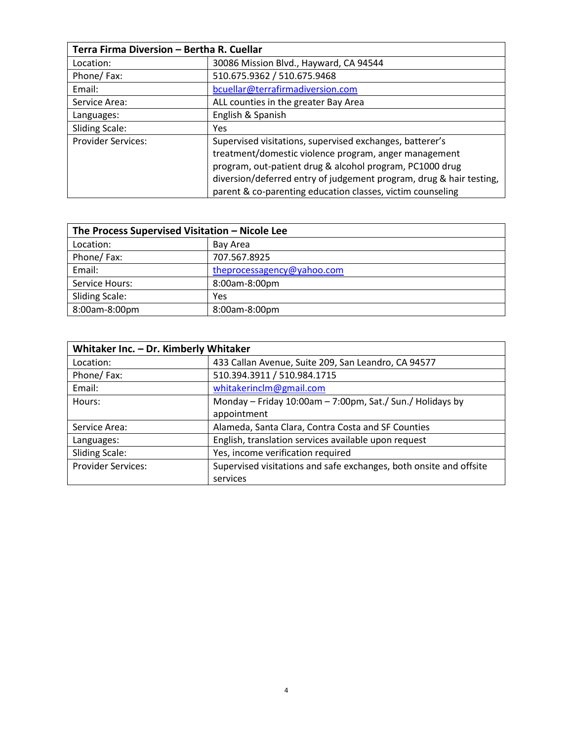| Terra Firma Diversion – Bertha R. Cuellar | |
| --- | --- |
| Location: | 30086 Mission Blvd., Hayward, CA 94544 |
| Phone/ Fax: | 510.675.9362 / 510.675.9468 |
| Email: | bcuellar@terrafirmadiversion.com |
| Service Area: | ALL counties in the greater Bay Area |
| Languages: | English & Spanish |
| Sliding Scale: | Yes |
| Provider Services: | Supervised visitations, supervised exchanges, batterer's treatment/domestic violence program, anger management program, out-patient drug & alcohol program, PC1000 drug diversion/deferred entry of judgement program, drug & hair testing, parent & co-parenting education classes, victim counseling |

| The Process Supervised Visitation – Nicole Lee | |
| --- | --- |
| Location: | Bay Area |
| Phone/ Fax: | 707.567.8925 |
| Email: | theprocessagency@yahoo.com |
| Service Hours: | 8:00am-8:00pm |
| Sliding Scale: | Yes |
| 8:00am-8:00pm | 8:00am-8:00pm |

| Whitaker Inc. – Dr. Kimberly Whitaker | |
| --- | --- |
| Location: | 433 Callan Avenue, Suite 209, San Leandro, CA 94577 |
| Phone/ Fax: | 510.394.3911 / 510.984.1715 |
| Email: | whitakerinclm@gmail.com |
| Hours: | Monday – Friday 10:00am – 7:00pm, Sat./ Sun./ Holidays by appointment |
| Service Area: | Alameda, Santa Clara, Contra Costa and SF Counties |
| Languages: | English, translation services available upon request |
| Sliding Scale: | Yes, income verification required |
| Provider Services: | Supervised visitations and safe exchanges, both onsite and offsite services |